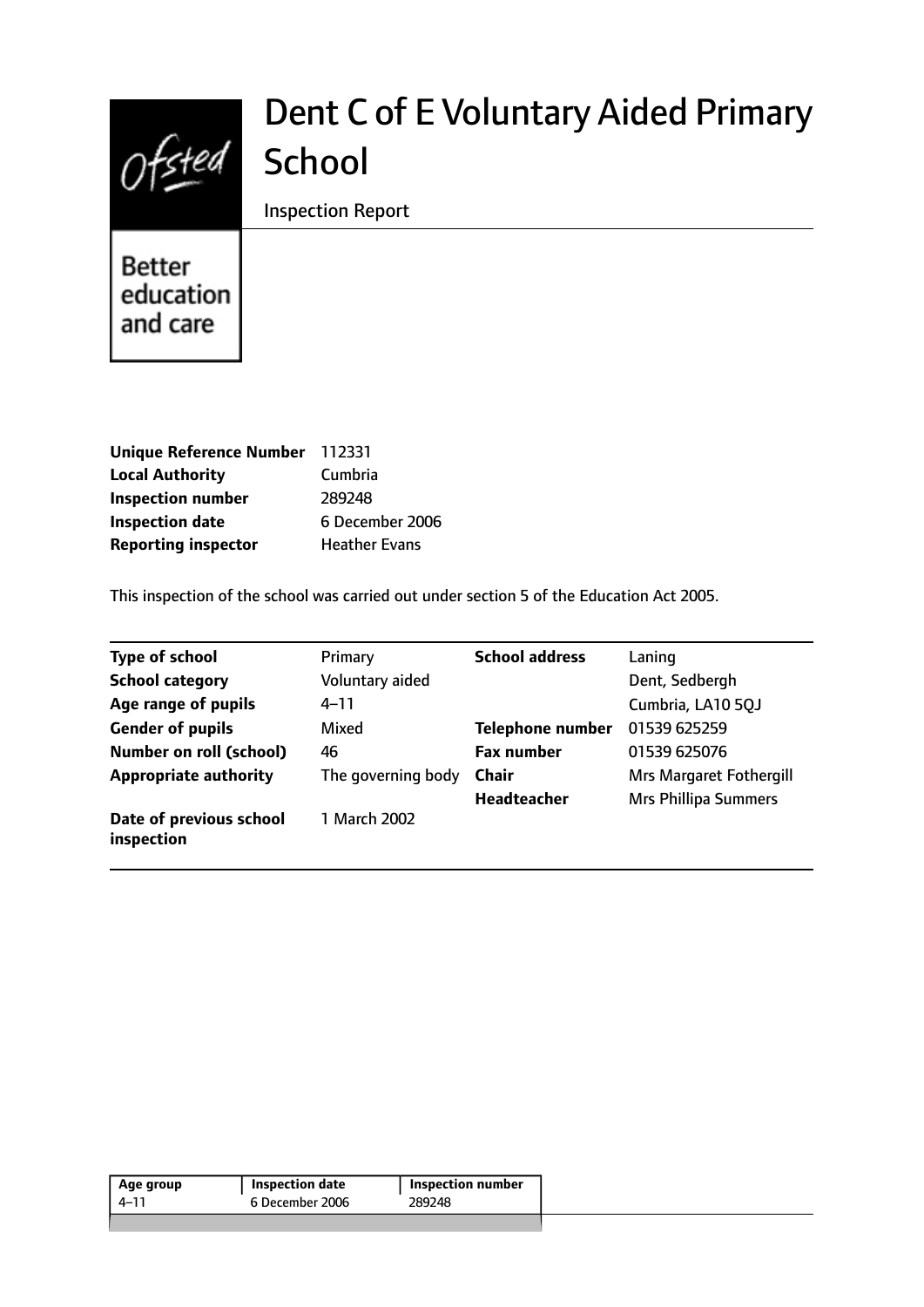# Dent C of E Voluntary Aided Primary School

Inspection Report

Better education and care

| | |
|---|---|
| **Unique Reference Number** | 112331 |
| **Local Authority** | Cumbria |
| **Inspection number** | 289248 |
| **Inspection date** | 6 December 2006 |
| **Reporting inspector** | Heather Evans |

This inspection of the school was carried out under section 5 of the Education Act 2005.

| | | | |
|---|---|---|---|
| **Type of school** | Primary | **School address** | Laning |
| **School category** | Voluntary aided | | Dent, Sedbergh |
| **Age range of pupils** | 4–11 | | Cumbria, LA10 5QJ |
| **Gender of pupils** | Mixed | **Telephone number** | 01539 625259 |
| **Number on roll (school)** | 46 | **Fax number** | 01539 625076 |
| **Appropriate authority** | The governing body | **Chair** | Mrs Margaret Fothergill |
| | | **Headteacher** | Mrs Phillipa Summers |
| **Date of previous school inspection** | 1 March 2002 | | |

| Age group | Inspection date | Inspection number |
|---|---|---|
| 4–11 | 6 December 2006 | 289248 |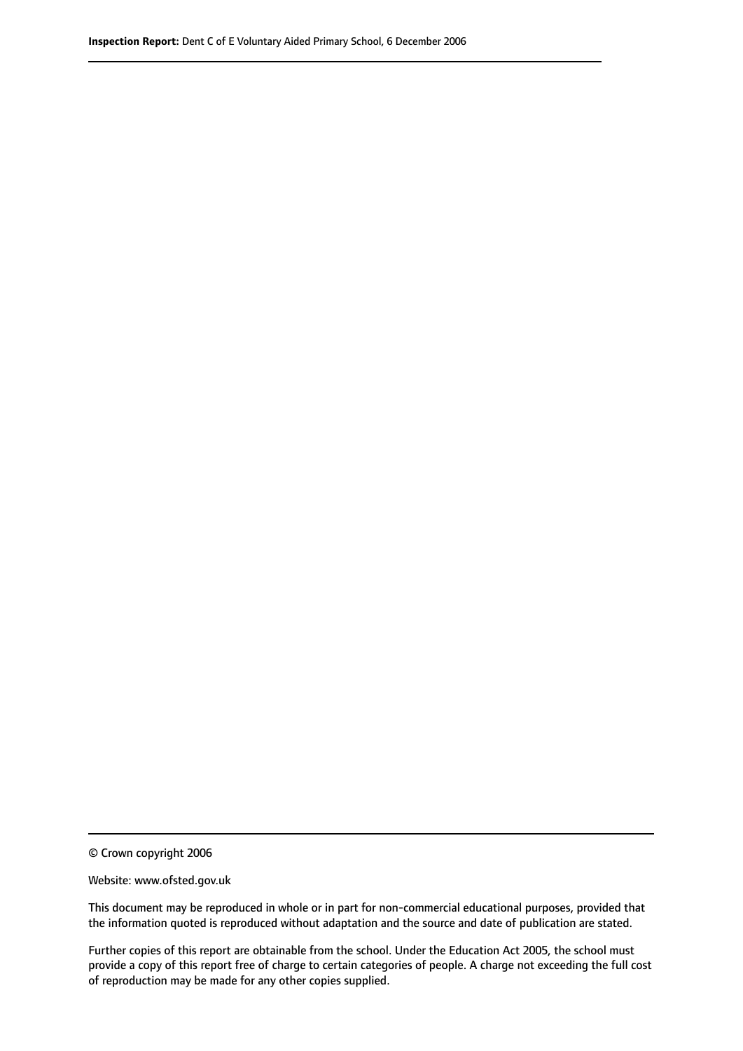© Crown copyright 2006

Website: www.ofsted.gov.uk

This document may be reproduced in whole or in part for non-commercial educational purposes, provided that the information quoted is reproduced without adaptation and the source and date of publication are stated.

Further copies of this report are obtainable from the school. Under the Education Act 2005, the school must provide a copy of this report free of charge to certain categories of people. A charge not exceeding the full cost of reproduction may be made for any other copies supplied.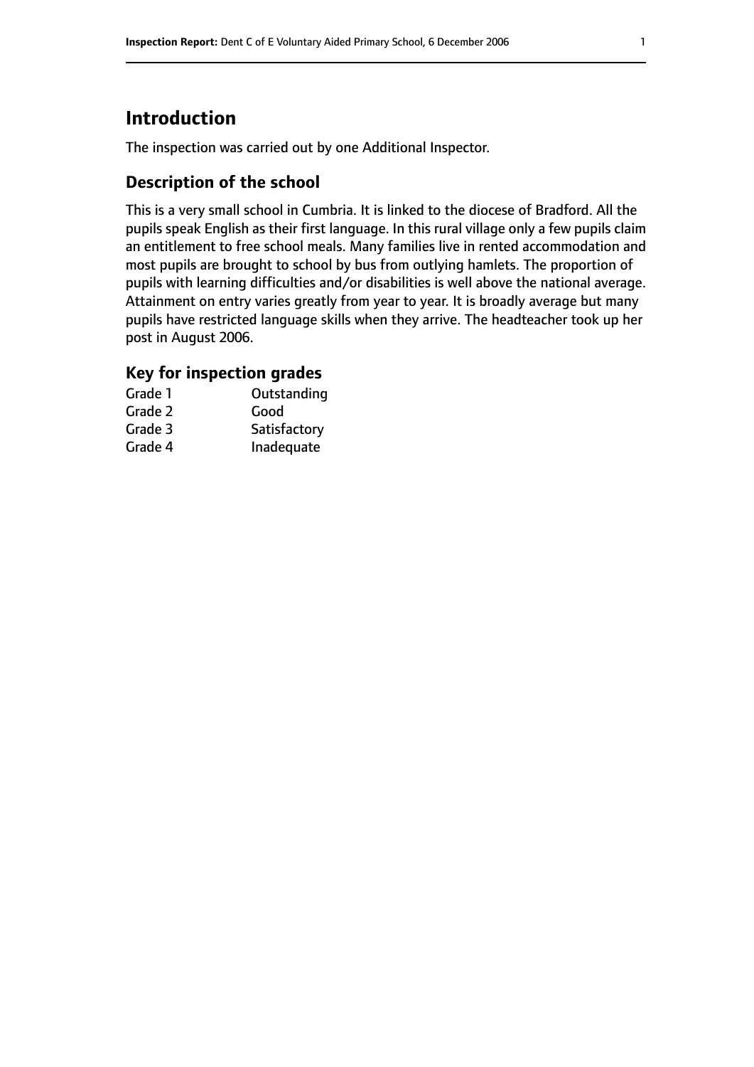# Introduction

The inspection was carried out by one Additional Inspector.

## Description of the school

This is a very small school in Cumbria. It is linked to the diocese of Bradford. All the pupils speak English as their first language. In this rural village only a few pupils claim an entitlement to free school meals. Many families live in rented accommodation and most pupils are brought to school by bus from outlying hamlets. The proportion of pupils with learning difficulties and/or disabilities is well above the national average. Attainment on entry varies greatly from year to year. It is broadly average but many pupils have restricted language skills when they arrive. The headteacher took up her post in August 2006.

### Key for inspection grades

| | |
|---|---|
| Grade 1 | Outstanding |
| Grade 2 | Good |
| Grade 3 | Satisfactory |
| Grade 4 | Inadequate |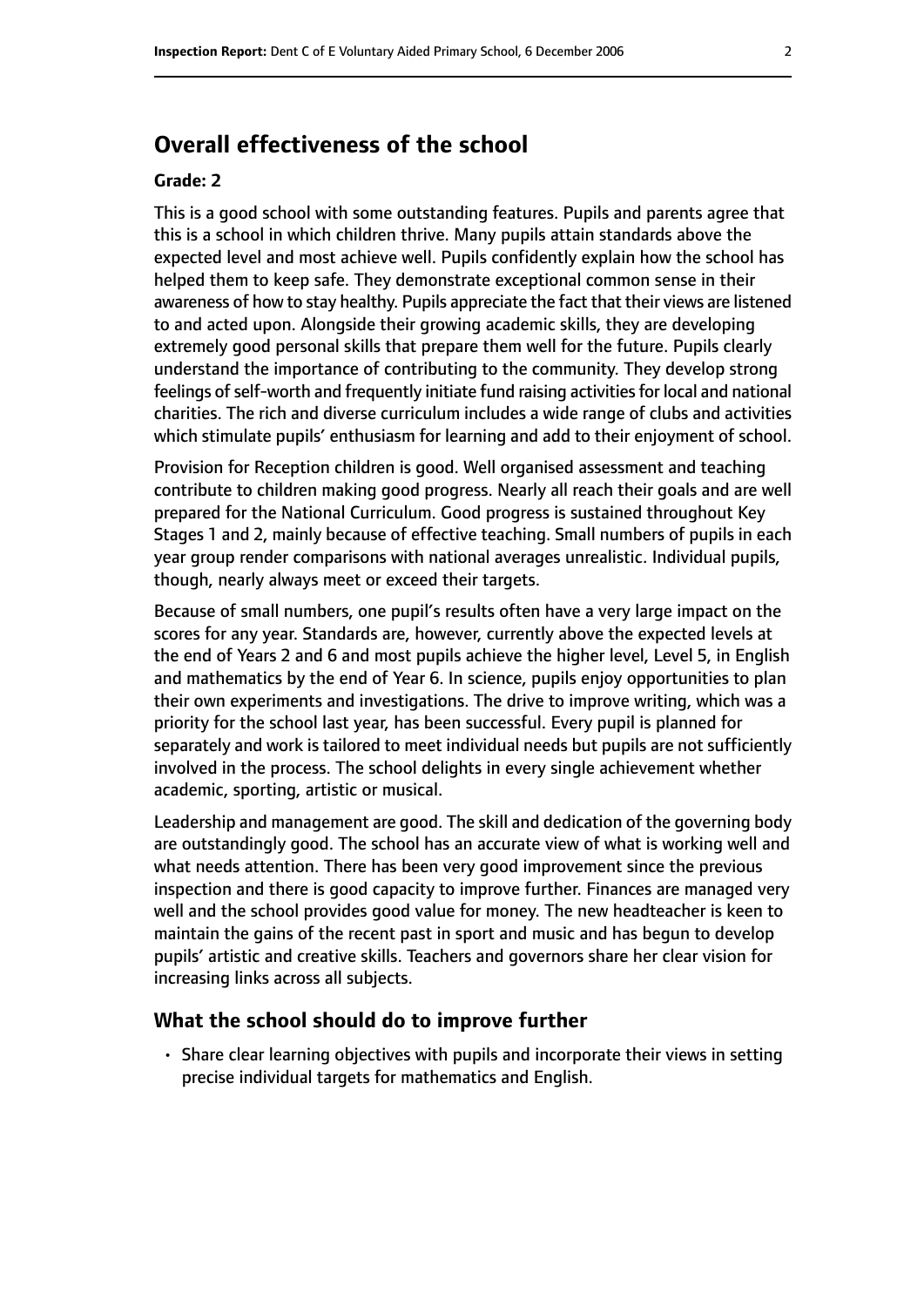## Overall effectiveness of the school

**Grade: 2**

This is a good school with some outstanding features. Pupils and parents agree that this is a school in which children thrive. Many pupils attain standards above the expected level and most achieve well. Pupils confidently explain how the school has helped them to keep safe. They demonstrate exceptional common sense in their awareness of how to stay healthy. Pupils appreciate the fact that their views are listened to and acted upon. Alongside their growing academic skills, they are developing extremely good personal skills that prepare them well for the future. Pupils clearly understand the importance of contributing to the community. They develop strong feelings of self-worth and frequently initiate fund raising activities for local and national charities. The rich and diverse curriculum includes a wide range of clubs and activities which stimulate pupils' enthusiasm for learning and add to their enjoyment of school.

Provision for Reception children is good. Well organised assessment and teaching contribute to children making good progress. Nearly all reach their goals and are well prepared for the National Curriculum. Good progress is sustained throughout Key Stages 1 and 2, mainly because of effective teaching. Small numbers of pupils in each year group render comparisons with national averages unrealistic. Individual pupils, though, nearly always meet or exceed their targets.

Because of small numbers, one pupil's results often have a very large impact on the scores for any year. Standards are, however, currently above the expected levels at the end of Years 2 and 6 and most pupils achieve the higher level, Level 5, in English and mathematics by the end of Year 6. In science, pupils enjoy opportunities to plan their own experiments and investigations. The drive to improve writing, which was a priority for the school last year, has been successful. Every pupil is planned for separately and work is tailored to meet individual needs but pupils are not sufficiently involved in the process. The school delights in every single achievement whether academic, sporting, artistic or musical.

Leadership and management are good. The skill and dedication of the governing body are outstandingly good. The school has an accurate view of what is working well and what needs attention. There has been very good improvement since the previous inspection and there is good capacity to improve further. Finances are managed very well and the school provides good value for money. The new headteacher is keen to maintain the gains of the recent past in sport and music and has begun to develop pupils' artistic and creative skills. Teachers and governors share her clear vision for increasing links across all subjects.

### What the school should do to improve further

- Share clear learning objectives with pupils and incorporate their views in setting precise individual targets for mathematics and English.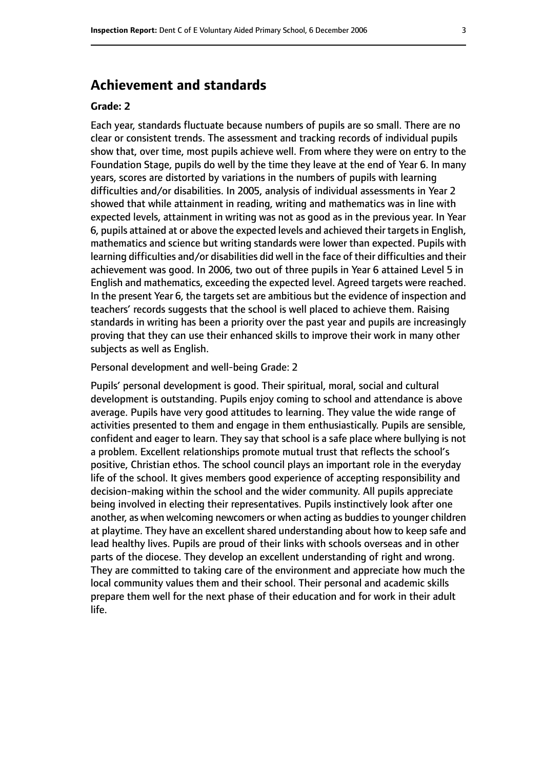## Achievement and standards

**Grade: 2**

Each year, standards fluctuate because numbers of pupils are so small. There are no clear or consistent trends. The assessment and tracking records of individual pupils show that, over time, most pupils achieve well. From where they were on entry to the Foundation Stage, pupils do well by the time they leave at the end of Year 6. In many years, scores are distorted by variations in the numbers of pupils with learning difficulties and/or disabilities. In 2005, analysis of individual assessments in Year 2 showed that while attainment in reading, writing and mathematics was in line with expected levels, attainment in writing was not as good as in the previous year. In Year 6, pupils attained at or above the expected levels and achieved their targets in English, mathematics and science but writing standards were lower than expected. Pupils with learning difficulties and/or disabilities did well in the face of their difficulties and their achievement was good. In 2006, two out of three pupils in Year 6 attained Level 5 in English and mathematics, exceeding the expected level. Agreed targets were reached. In the present Year 6, the targets set are ambitious but the evidence of inspection and teachers' records suggests that the school is well placed to achieve them. Raising standards in writing has been a priority over the past year and pupils are increasingly proving that they can use their enhanced skills to improve their work in many other subjects as well as English.

Personal development and well-being Grade: 2

Pupils' personal development is good. Their spiritual, moral, social and cultural development is outstanding. Pupils enjoy coming to school and attendance is above average. Pupils have very good attitudes to learning. They value the wide range of activities presented to them and engage in them enthusiastically. Pupils are sensible, confident and eager to learn. They say that school is a safe place where bullying is not a problem. Excellent relationships promote mutual trust that reflects the school's positive, Christian ethos. The school council plays an important role in the everyday life of the school. It gives members good experience of accepting responsibility and decision-making within the school and the wider community. All pupils appreciate being involved in electing their representatives. Pupils instinctively look after one another, as when welcoming newcomers or when acting as buddies to younger children at playtime. They have an excellent shared understanding about how to keep safe and lead healthy lives. Pupils are proud of their links with schools overseas and in other parts of the diocese. They develop an excellent understanding of right and wrong. They are committed to taking care of the environment and appreciate how much the local community values them and their school. Their personal and academic skills prepare them well for the next phase of their education and for work in their adult life.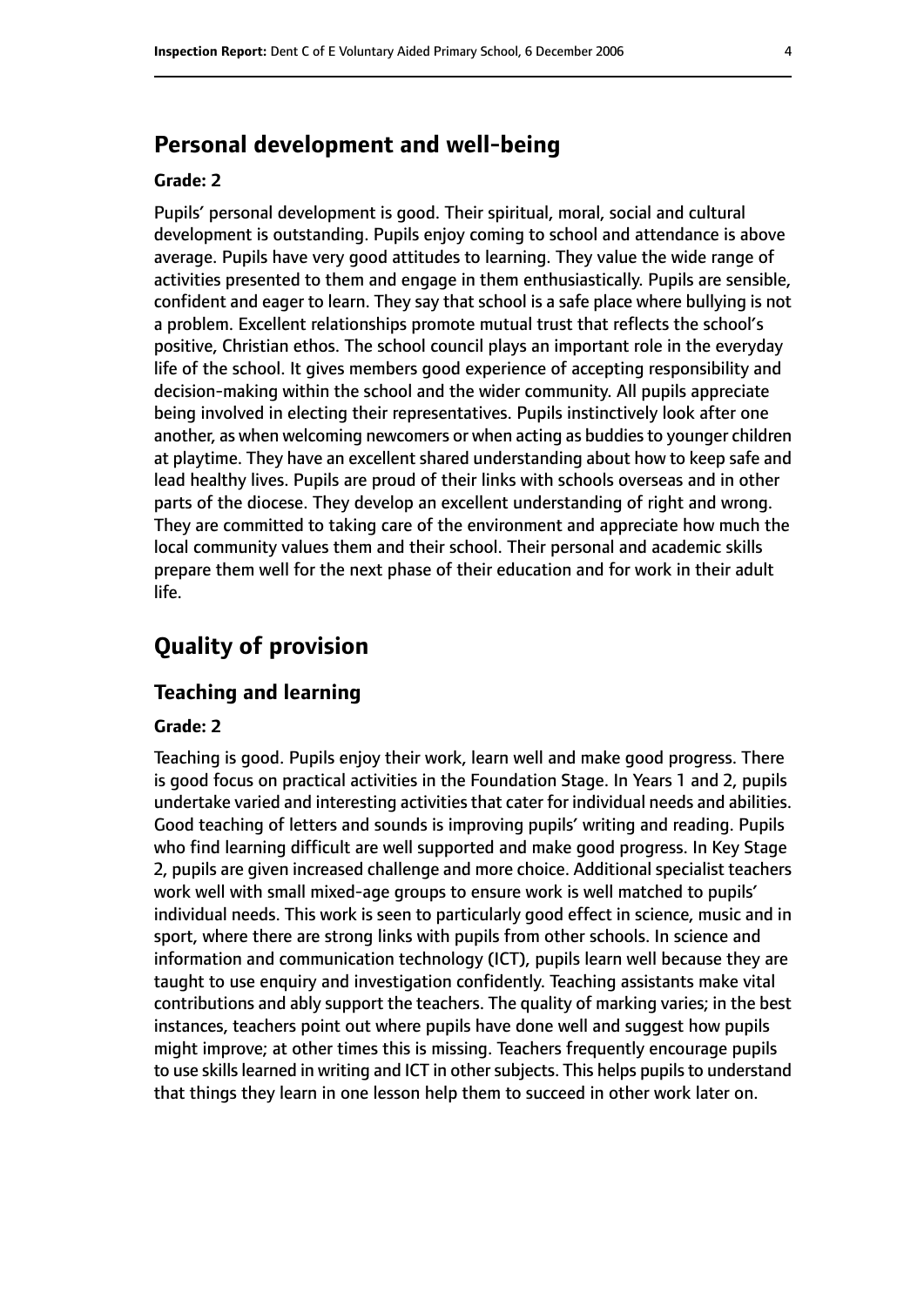## Personal development and well-being

**Grade: 2**

Pupils' personal development is good. Their spiritual, moral, social and cultural development is outstanding. Pupils enjoy coming to school and attendance is above average. Pupils have very good attitudes to learning. They value the wide range of activities presented to them and engage in them enthusiastically. Pupils are sensible, confident and eager to learn. They say that school is a safe place where bullying is not a problem. Excellent relationships promote mutual trust that reflects the school's positive, Christian ethos. The school council plays an important role in the everyday life of the school. It gives members good experience of accepting responsibility and decision-making within the school and the wider community. All pupils appreciate being involved in electing their representatives. Pupils instinctively look after one another, as when welcoming newcomers or when acting as buddies to younger children at playtime. They have an excellent shared understanding about how to keep safe and lead healthy lives. Pupils are proud of their links with schools overseas and in other parts of the diocese. They develop an excellent understanding of right and wrong. They are committed to taking care of the environment and appreciate how much the local community values them and their school. Their personal and academic skills prepare them well for the next phase of their education and for work in their adult life.

# Quality of provision

## Teaching and learning

**Grade: 2**

Teaching is good. Pupils enjoy their work, learn well and make good progress. There is good focus on practical activities in the Foundation Stage. In Years 1 and 2, pupils undertake varied and interesting activities that cater for individual needs and abilities. Good teaching of letters and sounds is improving pupils' writing and reading. Pupils who find learning difficult are well supported and make good progress. In Key Stage 2, pupils are given increased challenge and more choice. Additional specialist teachers work well with small mixed-age groups to ensure work is well matched to pupils' individual needs. This work is seen to particularly good effect in science, music and in sport, where there are strong links with pupils from other schools. In science and information and communication technology (ICT), pupils learn well because they are taught to use enquiry and investigation confidently. Teaching assistants make vital contributions and ably support the teachers. The quality of marking varies; in the best instances, teachers point out where pupils have done well and suggest how pupils might improve; at other times this is missing. Teachers frequently encourage pupils to use skills learned in writing and ICT in other subjects. This helps pupils to understand that things they learn in one lesson help them to succeed in other work later on.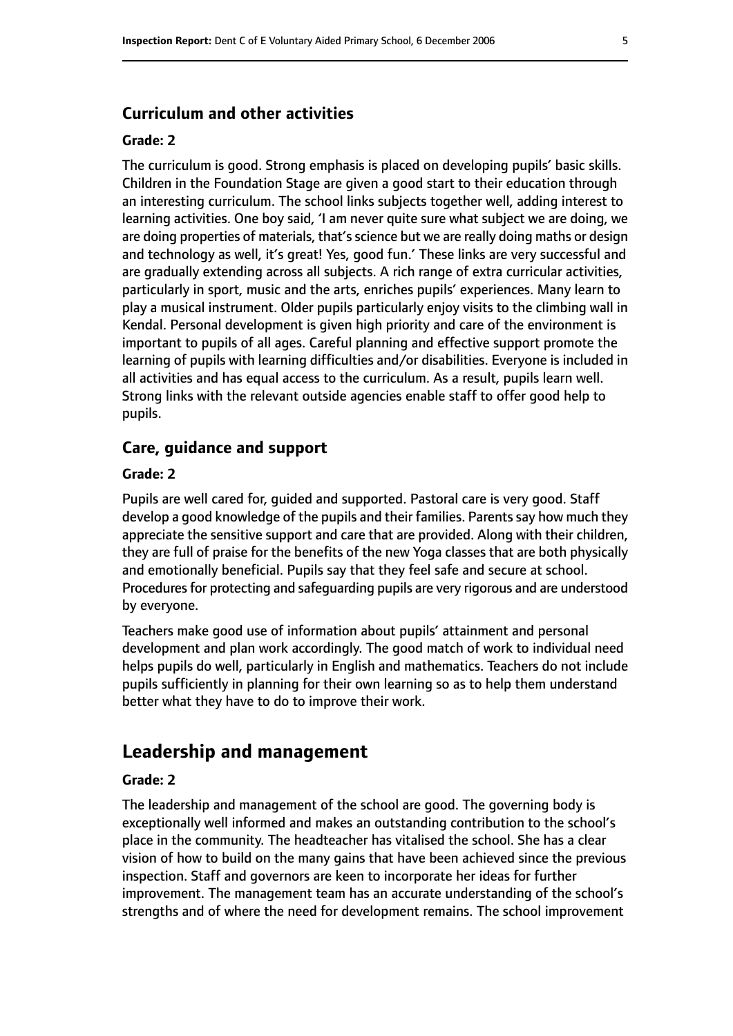## Curriculum and other activities

### Grade: 2

The curriculum is good. Strong emphasis is placed on developing pupils' basic skills. Children in the Foundation Stage are given a good start to their education through an interesting curriculum. The school links subjects together well, adding interest to learning activities. One boy said, 'I am never quite sure what subject we are doing, we are doing properties of materials, that's science but we are really doing maths or design and technology as well, it's great! Yes, good fun.' These links are very successful and are gradually extending across all subjects. A rich range of extra curricular activities, particularly in sport, music and the arts, enriches pupils' experiences. Many learn to play a musical instrument. Older pupils particularly enjoy visits to the climbing wall in Kendal. Personal development is given high priority and care of the environment is important to pupils of all ages. Careful planning and effective support promote the learning of pupils with learning difficulties and/or disabilities. Everyone is included in all activities and has equal access to the curriculum. As a result, pupils learn well. Strong links with the relevant outside agencies enable staff to offer good help to pupils.

## Care, guidance and support

### Grade: 2

Pupils are well cared for, guided and supported. Pastoral care is very good. Staff develop a good knowledge of the pupils and their families. Parents say how much they appreciate the sensitive support and care that are provided. Along with their children, they are full of praise for the benefits of the new Yoga classes that are both physically and emotionally beneficial. Pupils say that they feel safe and secure at school. Procedures for protecting and safeguarding pupils are very rigorous and are understood by everyone.

Teachers make good use of information about pupils' attainment and personal development and plan work accordingly. The good match of work to individual need helps pupils do well, particularly in English and mathematics. Teachers do not include pupils sufficiently in planning for their own learning so as to help them understand better what they have to do to improve their work.

# Leadership and management

### Grade: 2

The leadership and management of the school are good. The governing body is exceptionally well informed and makes an outstanding contribution to the school's place in the community. The headteacher has vitalised the school. She has a clear vision of how to build on the many gains that have been achieved since the previous inspection. Staff and governors are keen to incorporate her ideas for further improvement. The management team has an accurate understanding of the school's strengths and of where the need for development remains. The school improvement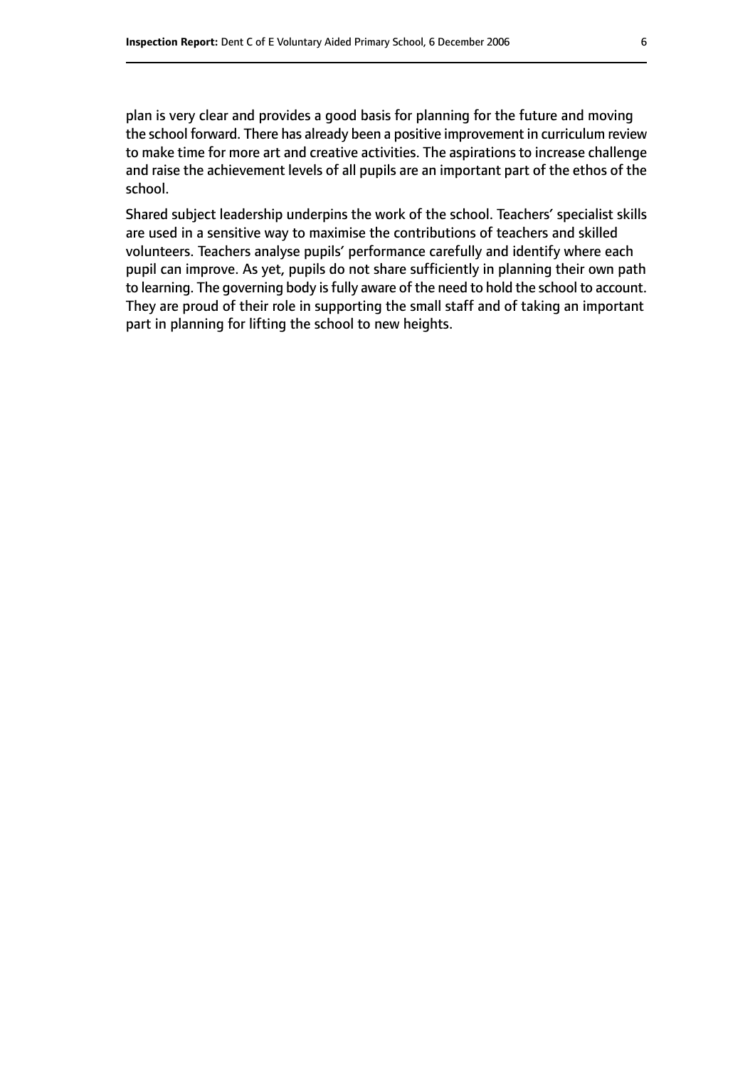plan is very clear and provides a good basis for planning for the future and moving the school forward. There has already been a positive improvement in curriculum review to make time for more art and creative activities. The aspirations to increase challenge and raise the achievement levels of all pupils are an important part of the ethos of the school.

Shared subject leadership underpins the work of the school. Teachers' specialist skills are used in a sensitive way to maximise the contributions of teachers and skilled volunteers. Teachers analyse pupils' performance carefully and identify where each pupil can improve. As yet, pupils do not share sufficiently in planning their own path to learning. The governing body is fully aware of the need to hold the school to account. They are proud of their role in supporting the small staff and of taking an important part in planning for lifting the school to new heights.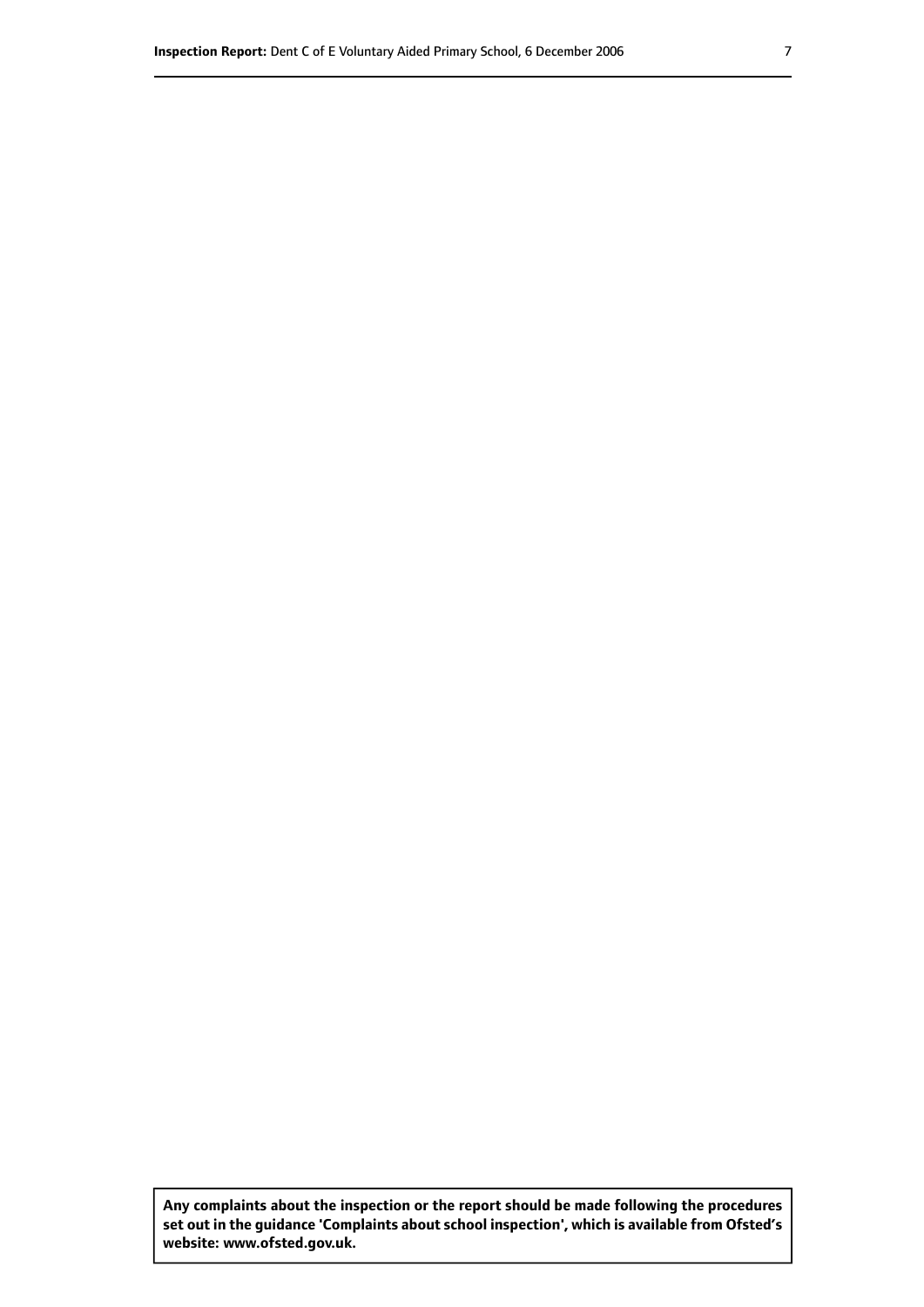**Any complaints about the inspection or the report should be made following the procedures set out in the guidance 'Complaints about school inspection', which is available from Ofsted's website: www.ofsted.gov.uk.**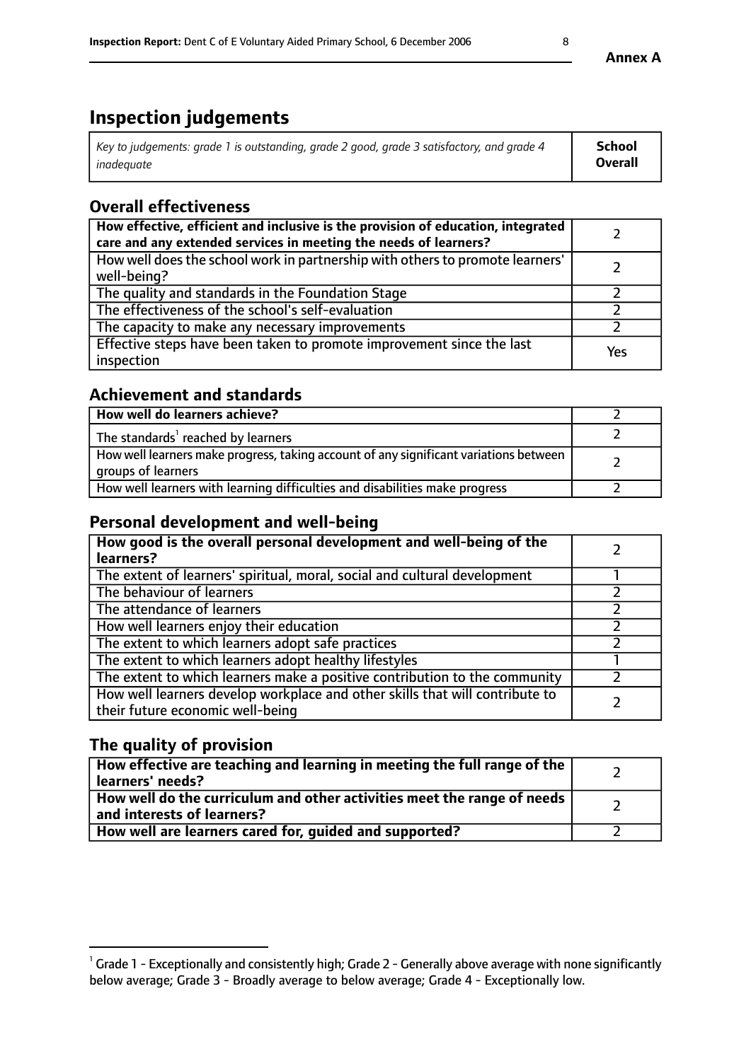Annex A

# Inspection judgements

| *Key to judgements: grade 1 is outstanding, grade 2 good, grade 3 satisfactory, and grade 4 inadequate* | **School Overall** |
|---|---|

## Overall effectiveness

| | |
|---|---|
| **How effective, efficient and inclusive is the provision of education, integrated care and any extended services in meeting the needs of learners?** | 2 |
| How well does the school work in partnership with others to promote learners' well-being? | 2 |
| The quality and standards in the Foundation Stage | 2 |
| The effectiveness of the school's self-evaluation | 2 |
| The capacity to make any necessary improvements | 2 |
| Effective steps have been taken to promote improvement since the last inspection | Yes |

## Achievement and standards

| | |
|---|---|
| **How well do learners achieve?** | 2 |
| The standards[1] reached by learners | 2 |
| How well learners make progress, taking account of any significant variations between groups of learners | 2 |
| How well learners with learning difficulties and disabilities make progress | 2 |

## Personal development and well-being

| | |
|---|---|
| **How good is the overall personal development and well-being of the learners?** | 2 |
| The extent of learners' spiritual, moral, social and cultural development | 1 |
| The behaviour of learners | 2 |
| The attendance of learners | 2 |
| How well learners enjoy their education | 2 |
| The extent to which learners adopt safe practices | 2 |
| The extent to which learners adopt healthy lifestyles | 1 |
| The extent to which learners make a positive contribution to the community | 2 |
| How well learners develop workplace and other skills that will contribute to their future economic well-being | 2 |

## The quality of provision

| | |
|---|---|
| **How effective are teaching and learning in meeting the full range of the learners' needs?** | 2 |
| **How well do the curriculum and other activities meet the range of needs and interests of learners?** | 2 |
| **How well are learners cared for, guided and supported?** | 2 |

[1] Grade 1 - Exceptionally and consistently high; Grade 2 - Generally above average with none significantly below average; Grade 3 - Broadly average to below average; Grade 4 - Exceptionally low.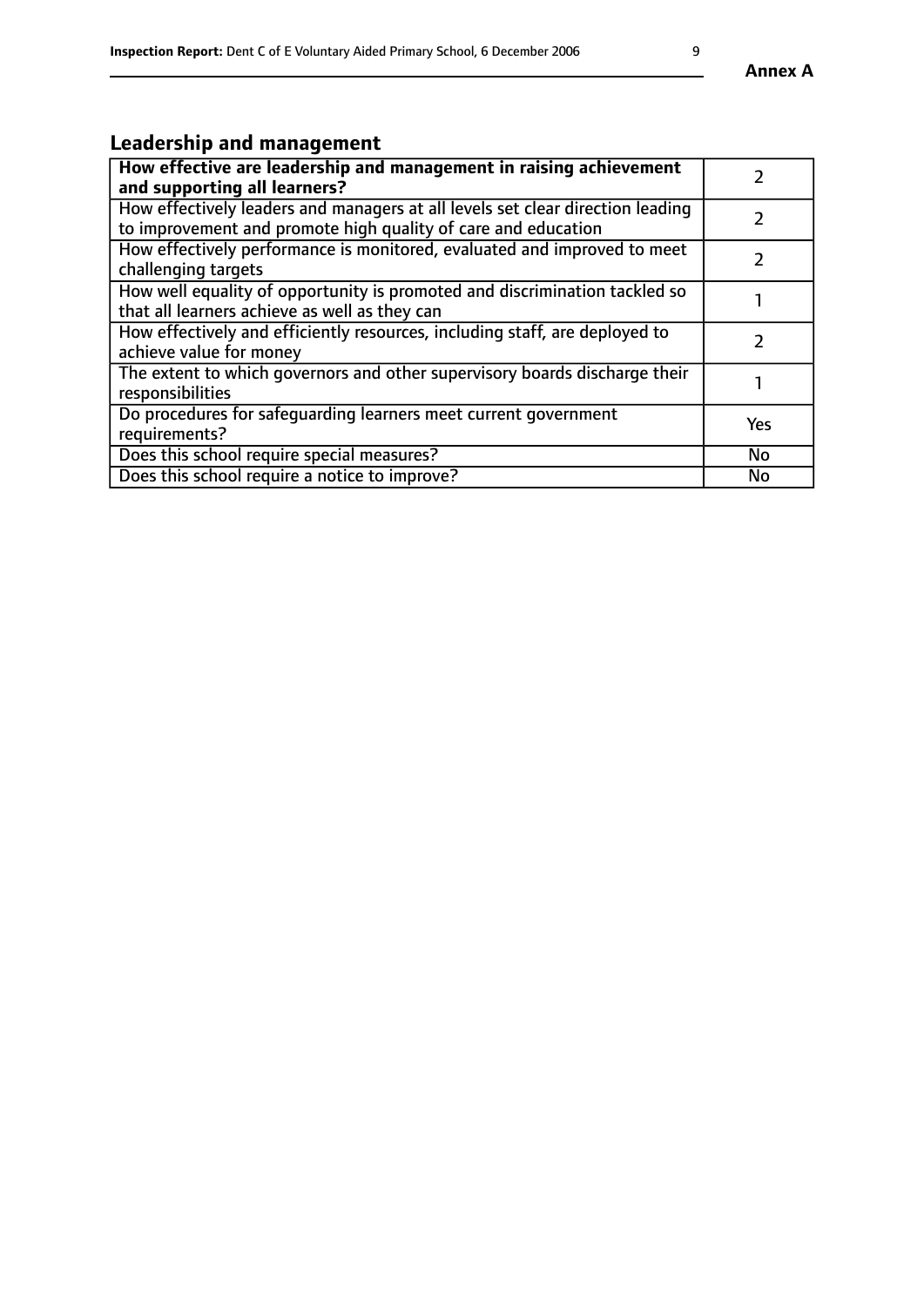## Leadership and management

| | |
|---|---|
| **How effective are leadership and management in raising achievement and supporting all learners?** | 2 |
| How effectively leaders and managers at all levels set clear direction leading to improvement and promote high quality of care and education | 2 |
| How effectively performance is monitored, evaluated and improved to meet challenging targets | 2 |
| How well equality of opportunity is promoted and discrimination tackled so that all learners achieve as well as they can | 1 |
| How effectively and efficiently resources, including staff, are deployed to achieve value for money | 2 |
| The extent to which governors and other supervisory boards discharge their responsibilities | 1 |
| Do procedures for safeguarding learners meet current government requirements? | Yes |
| Does this school require special measures? | No |
| Does this school require a notice to improve? | No |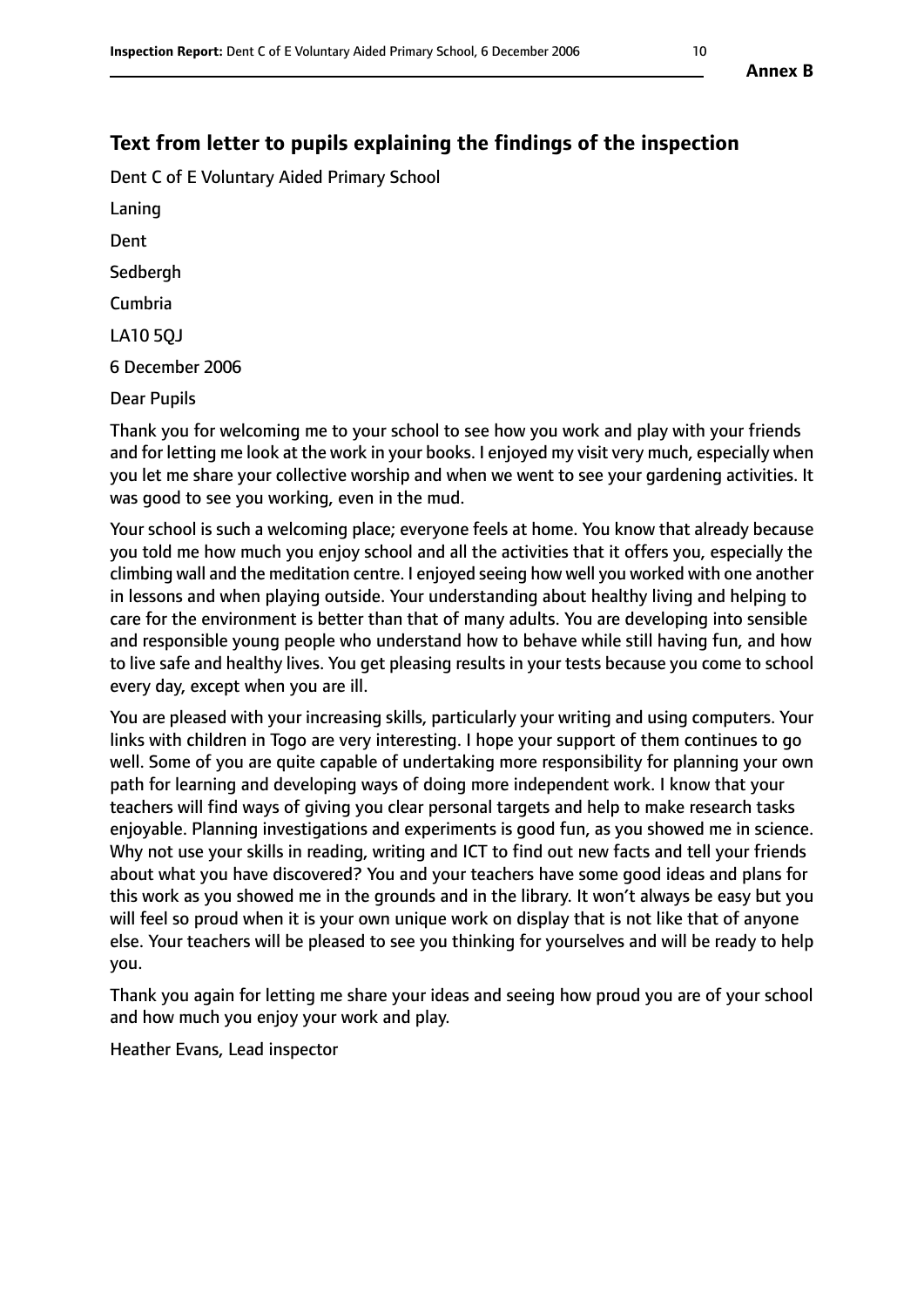## Text from letter to pupils explaining the findings of the inspection

Dent C of E Voluntary Aided Primary School

Laning

Dent

Sedbergh

Cumbria

LA10 5QJ

6 December 2006

Dear Pupils

Thank you for welcoming me to your school to see how you work and play with your friends and for letting me look at the work in your books. I enjoyed my visit very much, especially when you let me share your collective worship and when we went to see your gardening activities. It was good to see you working, even in the mud.

Your school is such a welcoming place; everyone feels at home. You know that already because you told me how much you enjoy school and all the activities that it offers you, especially the climbing wall and the meditation centre. I enjoyed seeing how well you worked with one another in lessons and when playing outside. Your understanding about healthy living and helping to care for the environment is better than that of many adults. You are developing into sensible and responsible young people who understand how to behave while still having fun, and how to live safe and healthy lives. You get pleasing results in your tests because you come to school every day, except when you are ill.

You are pleased with your increasing skills, particularly your writing and using computers. Your links with children in Togo are very interesting. I hope your support of them continues to go well. Some of you are quite capable of undertaking more responsibility for planning your own path for learning and developing ways of doing more independent work. I know that your teachers will find ways of giving you clear personal targets and help to make research tasks enjoyable. Planning investigations and experiments is good fun, as you showed me in science. Why not use your skills in reading, writing and ICT to find out new facts and tell your friends about what you have discovered? You and your teachers have some good ideas and plans for this work as you showed me in the grounds and in the library. It won't always be easy but you will feel so proud when it is your own unique work on display that is not like that of anyone else. Your teachers will be pleased to see you thinking for yourselves and will be ready to help you.

Thank you again for letting me share your ideas and seeing how proud you are of your school and how much you enjoy your work and play.

Heather Evans, Lead inspector